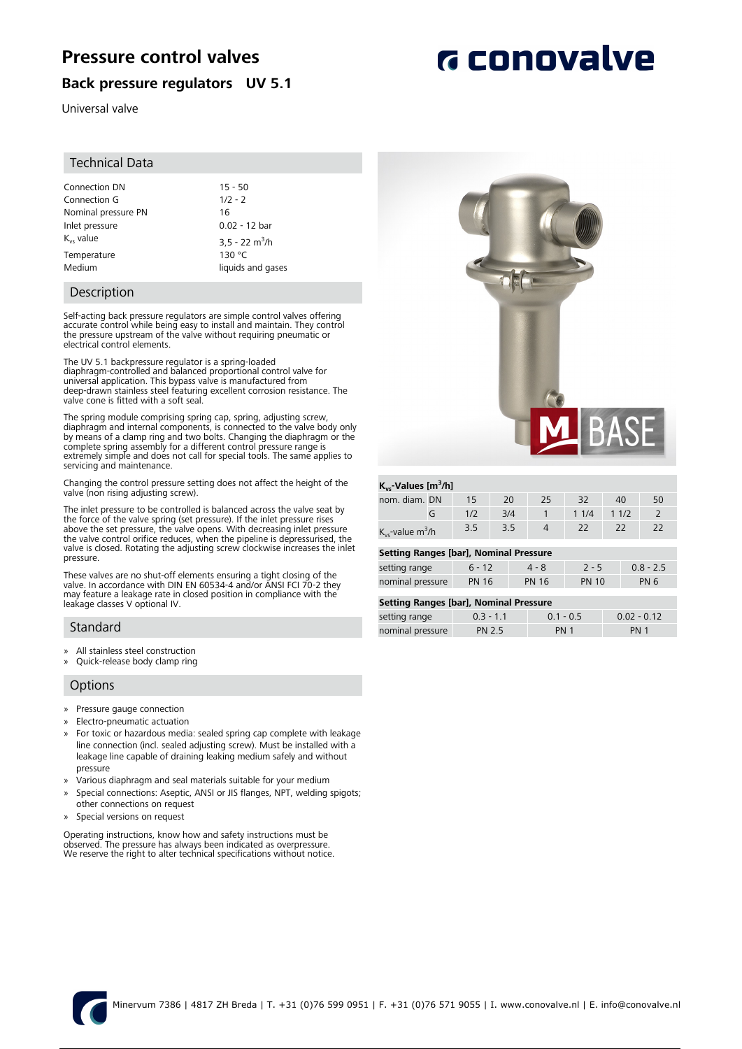# Pressure control valves

## Back pressure regulators UV 5.1

Universal valve

conovalve

### Technical Data

| | |
|---|---|
| Connection DN | 15 - 50 |
| Connection G | 1/2 - 2 |
| Nominal pressure PN | 16 |
| Inlet pressure | 0.02 - 12 bar |
| $K_{vs}$ value | 3,5 - 22 $m^3$/h |
| Temperature | 130 °C |
| Medium | liquids and gases |

### Description

Self-acting back pressure regulators are simple control valves offering accurate control while being easy to install and maintain. They control the pressure upstream of the valve without requiring pneumatic or electrical control elements.

The UV 5.1 backpressure regulator is a spring-loaded diaphragm-controlled and balanced proportional control valve for universal application. This bypass valve is manufactured from deep-drawn stainless steel featuring excellent corrosion resistance. The valve cone is fitted with a soft seal.

The spring module comprising spring cap, spring, adjusting screw, diaphragm and internal components, is connected to the valve body only by means of a clamp ring and two bolts. Changing the diaphragm or the complete spring assembly for a different control pressure range is extremely simple and does not call for special tools. The same applies to servicing and maintenance.

Changing the control pressure setting does not affect the height of the valve (non rising adjusting screw).

The inlet pressure to be controlled is balanced across the valve seat by the force of the valve spring (set pressure). If the inlet pressure rises above the set pressure, the valve opens. With decreasing inlet pressure the valve control orifice reduces, when the pipeline is depressurised, the valve is closed. Rotating the adjusting screw clockwise increases the inlet pressure.

These valves are no shut-off elements ensuring a tight closing of the valve. In accordance with DIN EN 60534-4 and/or ANSI FCI 70-2 they may feature a leakage rate in closed position in compliance with the leakage classes V optional IV.

### Standard

- All stainless steel construction
- Quick-release body clamp ring

### Options

- Pressure gauge connection
- Electro-pneumatic actuation
- For toxic or hazardous media: sealed spring cap complete with leakage line connection (incl. sealed adjusting screw). Must be installed with a leakage line capable of draining leaking medium safely and without pressure
- Various diaphragm and seal materials suitable for your medium
- Special connections: Aseptic, ANSI or JIS flanges, NPT, welding spigots; other connections on request
- Special versions on request

Operating instructions, know how and safety instructions must be observed. The pressure has always been indicated as overpressure.
We reserve the right to alter technical specifications without notice.

**$K_{vs}$-Values [$m^3$/h]**

| nom. diam. | | 15 | 20 | 25 | 32 | 40 | 50 |
|---|---|---|---|---|---|---|---|
| | DN | 15 | 20 | 25 | 32 | 40 | 50 |
| | G | 1/2 | 3/4 | 1 | 1 1/4 | 1 1/2 | 2 |
| $K_{vs}$-value $m^3$/h | | 3.5 | 3.5 | 4 | 22 | 22 | 22 |

**Setting Ranges [bar], Nominal Pressure**

| setting range | 6 - 12 | 4 - 8 | 2 - 5 | 0.8 - 2.5 |
|---|---|---|---|---|
| nominal pressure | PN 16 | PN 16 | PN 10 | PN 6 |

**Setting Ranges [bar], Nominal Pressure**

| setting range | 0.3 - 1.1 | 0.1 - 0.5 | 0.02 - 0.12 |
|---|---|---|---|
| nominal pressure | PN 2.5 | PN 1 | PN 1 |

Minervum 7386 | 4817 ZH Breda | T. +31 (0)76 599 0951 | F. +31 (0)76 571 9055 | I. www.conovalve.nl | E. info@conovalve.nl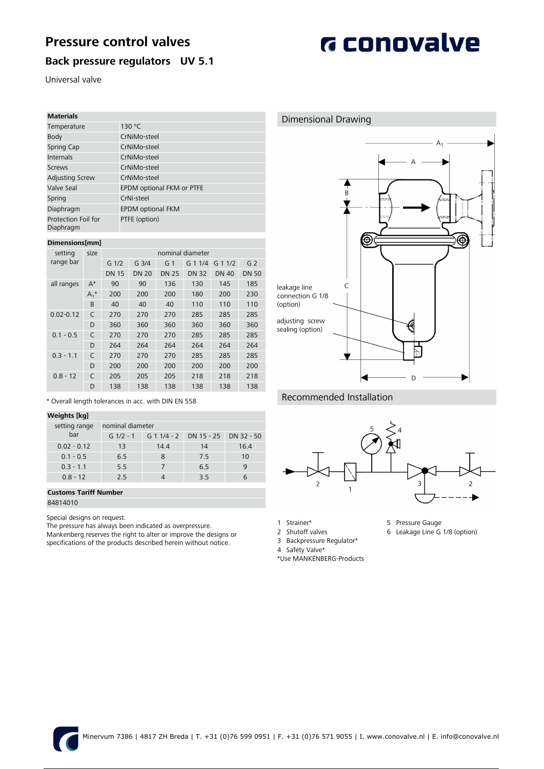# Pressure control valves

## Back pressure regulators UV 5.1

Universal valve

| Materials | |
|---|---|
| Temperature | 130 °C |
| Body | CrNiMo-steel |
| Spring Cap | CrNiMo-steel |
| Internals | CrNiMo-steel |
| Screws | CrNiMo-steel |
| Adjusting Screw | CrNiMo-steel |
| Valve Seal | EPDM optional FKM or PTFE |
| Spring | CrNi-steel |
| Diaphragm | EPDM optional FKM |
| Protection Foil for Diaphragm | PTFE (option) |

**Dimensions[mm]**

| setting range bar | size | nominal diameter | | | | | |
|---|---|---|---|---|---|---|---|
| | | G 1/2 | G 3/4 | G 1 | G 1 1/4 | G 1 1/2 | G 2 |
| | | DN 15 | DN 20 | DN 25 | DN 32 | DN 40 | DN 50 |
| all ranges | A* | 90 | 90 | 136 | 130 | 145 | 185 |
| | $A_1$* | 200 | 200 | 200 | 180 | 200 | 230 |
| | B | 40 | 40 | 40 | 110 | 110 | 110 |
| 0.02-0.12 | C | 270 | 270 | 270 | 285 | 285 | 285 |
| | D | 360 | 360 | 360 | 360 | 360 | 360 |
| 0.1 - 0.5 | C | 270 | 270 | 270 | 285 | 285 | 285 |
| | D | 264 | 264 | 264 | 264 | 264 | 264 |
| 0.3 - 1.1 | C | 270 | 270 | 270 | 285 | 285 | 285 |
| | D | 200 | 200 | 200 | 200 | 200 | 200 |
| 0.8 - 12 | C | 205 | 205 | 205 | 218 | 218 | 218 |
| | D | 138 | 138 | 138 | 138 | 138 | 138 |

\* Overall length tolerances in acc. with DIN EN 558

**Weights [kg]**

| setting range bar | nominal diameter | | | |
|---|---|---|---|---|
| | G 1/2 - 1 | G 1 1/4 - 2 | DN 15 - 25 | DN 32 - 50 |
| 0.02 - 0.12 | 13 | 14.4 | 14 | 16.4 |
| 0.1 - 0.5 | 6.5 | 8 | 7.5 | 10 |
| 0.3 - 1.1 | 5.5 | 7 | 6.5 | 9 |
| 0.8 - 12 | 2.5 | 4 | 3.5 | 6 |

**Customs Tariff Number**

84814010

Special designs on request.
The pressure has always been indicated as overpressure.
Mankenberg reserves the right to alter or improve the designs or specifications of the products described herein without notice.

## Dimensional Drawing

$A_1$
A
B
C
D

leakage line connection G 1/8 (option)

adjusting screw sealing (option)

## Recommended Installation

5
4
2
1
3
2

1 Strainer*
2 Shutoff valves
3 Backpressure Regulator*
4 Safety Valve*
5 Pressure Gauge
6 Leakage Line G 1/8 (option)

*Use MANKENBERG-Products

Minervum 7386 | 4817 ZH Breda | T. +31 (0)76 599 0951 | F. +31 (0)76 571 9055 | I. www.conovalve.nl | E. info@conovalve.nl